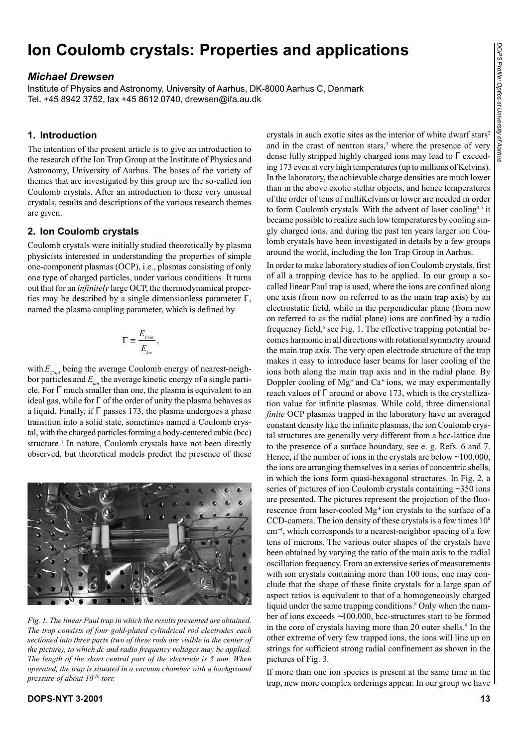# Ion Coulomb crystals: Properties and applications

### *Michael Drewsen*

Institute of Physics and Astronomy, University of Aarhus, DK-8000 Aarhus C, Denmark
Tel. +45 8942 3752, fax +45 8612 0740, drewsen@ifa.au.dk

## 1. Introduction

The intention of the present article is to give an introduction to the research of the Ion Trap Group at the Institute of Physics and Astronomy, University of Aarhus. The bases of the variety of themes that are investigated by this group are the so-called ion Coulomb crystals. After an introduction to these very unusual crystals, results and descriptions of the various research themes are given.

## 2. Ion Coulomb crystals

Coulomb crystals were initially studied theoretically by plasma physicists interested in understanding the properties of simple one-component plasmas (OCP), i.e., plasmas consisting of only one type of charged particles, under various conditions. It turns out that for an *infinitely* large OCP, the thermodynamical properties may be described by a single dimensionless parameter $\Gamma$, named the plasma coupling parameter, which is defined by

$$\Gamma \equiv \frac{E_{Coul}}{E_{kin}},$$

with $E_{Coul}$ being the average Coulomb energy of nearest-neighbor particles and $E_{kin}$ the average kinetic energy of a single particle. For $\Gamma$ much smaller than one, the plasma is equivalent to an ideal gas, while for $\Gamma$ of the order of unity the plasma behaves as a liquid. Finally, if $\Gamma$ passes 173, the plasma undergoes a phase transition into a solid state, sometimes named a Coulomb crystal, with the charged particles forming a body-centered cubic (bcc) structure.[1] In nature, Coulomb crystals have not been directly observed, but theoretical models predict the presence of these crystals in such exotic sites as the interior of white dwarf stars[2] and in the crust of neutron stars,[3] where the presence of very dense fully stripped highly charged ions may lead to $\Gamma$ exceeding 173 even at very high temperatures (up to millions of Kelvins). In the laboratory, the achievable charge densities are much lower than in the above exotic stellar objects, and hence temperatures of the order of tens of milliKelvins or lower are needed in order to form Coulomb crystals. With the advent of laser cooling[4,5] it became possible to realize such low temperatures by cooling singly charged ions, and during the past ten years larger ion Coulomb crystals have been investigated in details by a few groups around the world, including the Ion Trap Group in Aarhus.

*Fig. 1. The linear Paul trap in which the results presented are obtained. The trap consists of four gold-plated cylindrical rod electrodes each sectioned into three parts (two of these rods are visible in the center of the picture), to which dc and radio frequency voltages may be applied. The length of the short central part of the electrode is 5 mm. When operated, the trap is situated in a vacuum chamber with a background pressure of about $10^{-10}$ torr.*

In order to make laboratory studies of ion Coulomb crystals, first of all a trapping device has to be applied. In our group a so-called linear Paul trap is used, where the ions are confined along one axis (from now on referred to as the main trap axis) by an electrostatic field, while in the perpendicular plane (from now on referred to as the radial plane) ions are confined by a radio frequency field,[6] see Fig. 1. The effective trapping potential becomes harmonic in all directions with rotational symmetry around the main trap axis. The very open electrode structure of the trap makes it easy to introduce laser beams for laser cooling of the ions both along the main trap axis and in the radial plane. By Doppler cooling of $Mg^+$ and $Ca^+$ ions, we may experimentally reach values of $\Gamma$ around or above 173, which is the crystallization value for infinite plasmas. While cold, three dimensional *finite* OCP plasmas trapped in the laboratory have an averaged constant density like the infinite plasmas, the ion Coulomb crystal structures are generally very different from a bcc-lattice due to the presence of a surface boundary, see e. g. Refs. 6 and 7. Hence, if the number of ions in the crystals are below ~100.000, the ions are arranging themselves in a series of concentric shells, in which the ions form quasi-hexagonal structures. In Fig. 2, a series of pictures of ion Coulomb crystals containing ~350 ions are presented. The pictures represent the projection of the fluorescence from laser-cooled $Mg^+$ ion crystals to the surface of a CCD-camera. The ion density of these crystals is a few times $10^8$ $cm^{-3}$, which corresponds to a nearest-neighbor spacing of a few tens of microns. The various outer shapes of the crystals have been obtained by varying the ratio of the main axis to the radial oscillation frequency. From an extensive series of measurements with ion crystals containing more than 100 ions, one may conclude that the shape of these finite crystals for a large span of aspect ratios is equivalent to that of a homogeneously charged liquid under the same trapping conditions.[8] Only when the number of ions exceeds ~100.000, bcc-structures start to be formed in the core of crystals having more than 20 outer shells.[9] In the other extreme of very few trapped ions, the ions will line up on strings for sufficient strong radial confinement as shown in the pictures of Fig. 3.

If more than one ion species is present at the same time in the trap, new more complex orderings appear. In our group we have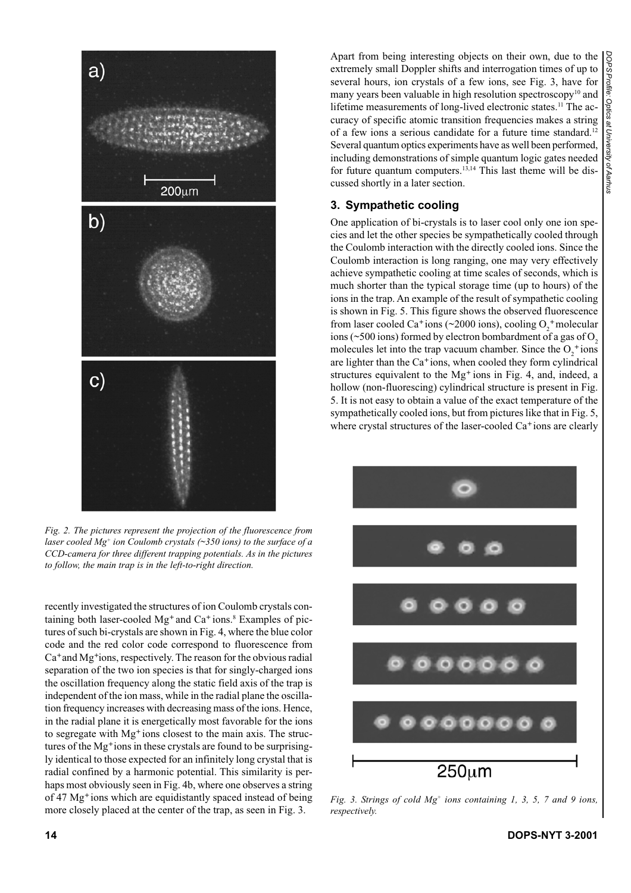*Fig. 2. The pictures represent the projection of the fluorescence from laser cooled $Mg^+$ ion Coulomb crystals (~350 ions) to the surface of a CCD-camera for three different trapping potentials. As in the pictures to follow, the main trap is in the left-to-right direction.*

recently investigated the structures of ion Coulomb crystals containing both laser-cooled $Mg^+$ and $Ca^+$ ions.[8] Examples of pictures of such bi-crystals are shown in Fig. 4, where the blue color code and the red color code correspond to fluorescence from $Ca^+$ and $Mg^+$ ions, respectively. The reason for the obvious radial separation of the two ion species is that for singly-charged ions the oscillation frequency along the static field axis of the trap is independent of the ion mass, while in the radial plane the oscillation frequency increases with decreasing mass of the ions. Hence, in the radial plane it is energetically most favorable for the ions to segregate with $Mg^+$ ions closest to the main axis. The structures of the $Mg^+$ ions in these crystals are found to be surprisingly identical to those expected for an infinitely long crystal that is radial confined by a harmonic potential. This similarity is perhaps most obviously seen in Fig. 4b, where one observes a string of 47 $Mg^+$ ions which are equidistantly spaced instead of being more closely placed at the center of the trap, as seen in Fig. 3.

Apart from being interesting objects on their own, due to the extremely small Doppler shifts and interrogation times of up to several hours, ion crystals of a few ions, see Fig. 3, have for many years been valuable in high resolution spectroscopy[10] and lifetime measurements of long-lived electronic states.[11] The accuracy of specific atomic transition frequencies makes a string of a few ions a serious candidate for a future time standard.[12] Several quantum optics experiments have as well been performed, including demonstrations of simple quantum logic gates needed for future quantum computers.[13,14] This last theme will be discussed shortly in a later section.

## 3. Sympathetic cooling

One application of bi-crystals is to laser cool only one ion species and let the other species be sympathetically cooled through the Coulomb interaction with the directly cooled ions. Since the Coulomb interaction is long ranging, one may very effectively achieve sympathetic cooling at time scales of seconds, which is much shorter than the typical storage time (up to hours) of the ions in the trap. An example of the result of sympathetic cooling is shown in Fig. 5. This figure shows the observed fluorescence from laser cooled $Ca^+$ ions (~2000 ions), cooling $O_2^+$ molecular ions (~500 ions) formed by electron bombardment of a gas of $O_2$ molecules let into the trap vacuum chamber. Since the $O_2^+$ ions are lighter than the $Ca^+$ ions, when cooled they form cylindrical structures equivalent to the $Mg^+$ ions in Fig. 4, and, indeed, a hollow (non-fluorescing) cylindrical structure is present in Fig. 5. It is not easy to obtain a value of the exact temperature of the sympathetically cooled ions, but from pictures like that in Fig. 5, where crystal structures of the laser-cooled $Ca^+$ ions are clearly

*Fig. 3. Strings of cold $Mg^+$ ions containing 1, 3, 5, 7 and 9 ions, respectively.*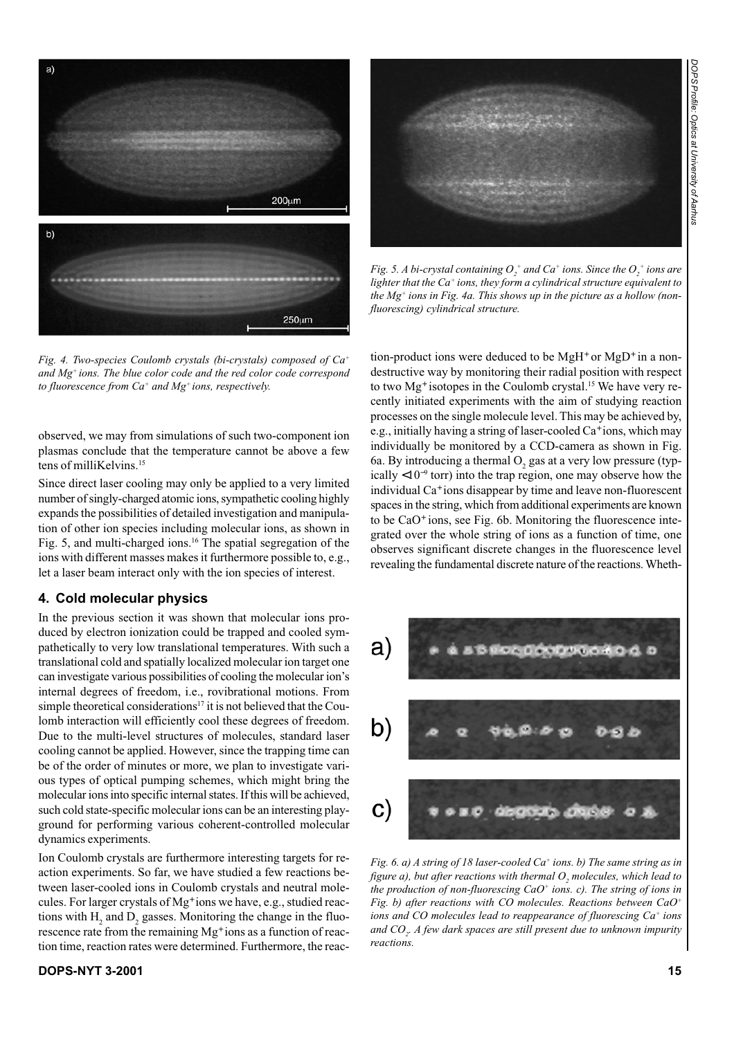*Fig. 4. Two-species Coulomb crystals (bi-crystals) composed of $Ca^+$ and $Mg^+$ ions. The blue color code and the red color code correspond to fluorescence from $Ca^+$ and $Mg^+$ ions, respectively.*

*Fig. 5. A bi-crystal containing $O_2^+$ and $Ca^+$ ions. Since the $O_2^+$ ions are lighter that the $Ca^+$ ions, they form a cylindrical structure equivalent to the $Mg^+$ ions in Fig. 4a. This shows up in the picture as a hollow (non-fluorescing) cylindrical structure.*

observed, we may from simulations of such two-component ion plasmas conclude that the temperature cannot be above a few tens of milliKelvins.[15]

Since direct laser cooling may only be applied to a very limited number of singly-charged atomic ions, sympathetic cooling highly expands the possibilities of detailed investigation and manipulation of other ion species including molecular ions, as shown in Fig. 5, and multi-charged ions.[16] The spatial segregation of the ions with different masses makes it furthermore possible to, e.g., let a laser beam interact only with the ion species of interest.

## 4. Cold molecular physics

In the previous section it was shown that molecular ions produced by electron ionization could be trapped and cooled sympathetically to very low translational temperatures. With such a translational cold and spatially localized molecular ion target one can investigate various possibilities of cooling the molecular ion's internal degrees of freedom, i.e., rovibrational motions. From simple theoretical considerations[17] it is not believed that the Coulomb interaction will efficiently cool these degrees of freedom. Due to the multi-level structures of molecules, standard laser cooling cannot be applied. However, since the trapping time can be of the order of minutes or more, we plan to investigate various types of optical pumping schemes, which might bring the molecular ions into specific internal states. If this will be achieved, such cold state-specific molecular ions can be an interesting playground for performing various coherent-controlled molecular dynamics experiments.

Ion Coulomb crystals are furthermore interesting targets for reaction experiments. So far, we have studied a few reactions between laser-cooled ions in Coulomb crystals and neutral molecules. For larger crystals of $Mg^+$ ions we have, e.g., studied reactions with $H_2$ and $D_2$ gasses. Monitoring the change in the fluorescence rate from the remaining $Mg^+$ ions as a function of reaction time, reaction rates were determined. Furthermore, the reaction-product ions were deduced to be $MgH^+$ or $MgD^+$ in a non-destructive way by monitoring their radial position with respect to two $Mg^+$ isotopes in the Coulomb crystal.[15] We have very recently initiated experiments with the aim of studying reaction processes on the single molecule level. This may be achieved by, e.g., initially having a string of laser-cooled $Ca^+$ ions, which may individually be monitored by a CCD-camera as shown in Fig. 6a. By introducing a thermal $O_2$ gas at a very low pressure (typically $< 10^{-9}$ torr) into the trap region, one may observe how the individual $Ca^+$ ions disappear by time and leave non-fluorescent spaces in the string, which from additional experiments are known to be $CaO^+$ ions, see Fig. 6b. Monitoring the fluorescence integrated over the whole string of ions as a function of time, one observes significant discrete changes in the fluorescence level revealing the fundamental discrete nature of the reactions. Wheth-

*Fig. 6. a) A string of 18 laser-cooled $Ca^+$ ions. b) The same string as in figure a), but after reactions with thermal $O_2$ molecules, which lead to the production of non-fluorescing $CaO^+$ ions. c). The string of ions in Fig. b) after reactions with CO molecules. Reactions between $CaO^+$ ions and CO molecules lead to reappearance of fluorescing $Ca^+$ ions and $CO_2$. A few dark spaces are still present due to unknown impurity reactions.*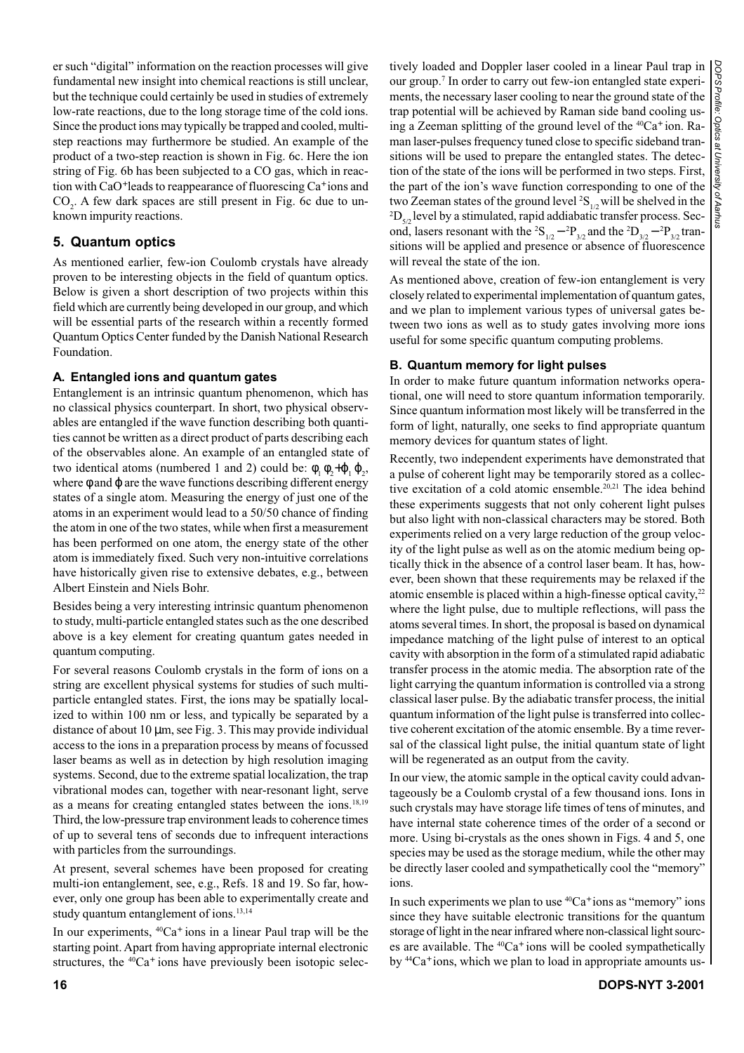er such "digital" information on the reaction processes will give fundamental new insight into chemical reactions is still unclear, but the technique could certainly be used in studies of extremely low-rate reactions, due to the long storage time of the cold ions. Since the product ions may typically be trapped and cooled, multi-step reactions may furthermore be studied. An example of the product of a two-step reaction is shown in Fig. 6c. Here the ion string of Fig. 6b has been subjected to a CO gas, which in reaction with $CaO^+$ leads to reappearance of fluorescing $Ca^+$ ions and $CO_2$. A few dark spaces are still present in Fig. 6c due to unknown impurity reactions.

## 5. Quantum optics

As mentioned earlier, few-ion Coulomb crystals have already proven to be interesting objects in the field of quantum optics. Below is given a short description of two projects within this field which are currently being developed in our group, and which will be essential parts of the research within a recently formed Quantum Optics Center funded by the Danish National Research Foundation.

### A. Entangled ions and quantum gates

Entanglement is an intrinsic quantum phenomenon, which has no classical physics counterpart. In short, two physical observables are entangled if the wave function describing both quantities cannot be written as a direct product of parts describing each of the observables alone. An example of an entangled state of two identical atoms (numbered 1 and 2) could be: $\phi_1 \phi_2 + \varphi_1 \varphi_2$, where $\phi$ and $\varphi$ are the wave functions describing different energy states of a single atom. Measuring the energy of just one of the atoms in an experiment would lead to a 50/50 chance of finding the atom in one of the two states, while when first a measurement has been performed on one atom, the energy state of the other atom is immediately fixed. Such very non-intuitive correlations have historically given rise to extensive debates, e.g., between Albert Einstein and Niels Bohr.

Besides being a very interesting intrinsic quantum phenomenon to study, multi-particle entangled states such as the one described above is a key element for creating quantum gates needed in quantum computing.

For several reasons Coulomb crystals in the form of ions on a string are excellent physical systems for studies of such multi-particle entangled states. First, the ions may be spatially localized to within 100 nm or less, and typically be separated by a distance of about 10 µm, see Fig. 3. This may provide individual access to the ions in a preparation process by means of focussed laser beams as well as in detection by high resolution imaging systems. Second, due to the extreme spatial localization, the trap vibrational modes can, together with near-resonant light, serve as a means for creating entangled states between the ions.[18,19] Third, the low-pressure trap environment leads to coherence times of up to several tens of seconds due to infrequent interactions with particles from the surroundings.

At present, several schemes have been proposed for creating multi-ion entanglement, see, e.g., Refs. 18 and 19. So far, however, only one group has been able to experimentally create and study quantum entanglement of ions.[13,14]

In our experiments, $^{40}Ca^+$ ions in a linear Paul trap will be the starting point. Apart from having appropriate internal electronic structures, the $^{40}Ca^+$ ions have previously been isotopic selectively loaded and Doppler laser cooled in a linear Paul trap in our group.[7] In order to carry out few-ion entangled state experiments, the necessary laser cooling to near the ground state of the trap potential will be achieved by Raman side band cooling using a Zeeman splitting of the ground level of the $^{40}Ca^+$ ion. Raman laser-pulses frequency tuned close to specific sideband transitions will be used to prepare the entangled states. The detection of the state of the ions will be performed in two steps. First, the part of the ion's wave function corresponding to one of the two Zeeman states of the ground level $^2S_{1/2}$ will be shelved in the $^2D_{5/2}$ level by a stimulated, rapid addiabatic transfer process. Second, lasers resonant with the $^2S_{1/2} - ^2P_{3/2}$ and the $^2D_{3/2} - ^2P_{3/2}$ transitions will be applied and presence or absence of fluorescence will reveal the state of the ion.

As mentioned above, creation of few-ion entanglement is very closely related to experimental implementation of quantum gates, and we plan to implement various types of universal gates between two ions as well as to study gates involving more ions useful for some specific quantum computing problems.

### B. Quantum memory for light pulses

In order to make future quantum information networks operational, one will need to store quantum information temporarily. Since quantum information most likely will be transferred in the form of light, naturally, one seeks to find appropriate quantum memory devices for quantum states of light.

Recently, two independent experiments have demonstrated that a pulse of coherent light may be temporarily stored as a collective excitation of a cold atomic ensemble.[20,21] The idea behind these experiments suggests that not only coherent light pulses but also light with non-classical characters may be stored. Both experiments relied on a very large reduction of the group velocity of the light pulse as well as on the atomic medium being optically thick in the absence of a control laser beam. It has, however, been shown that these requirements may be relaxed if the atomic ensemble is placed within a high-finesse optical cavity,[22] where the light pulse, due to multiple reflections, will pass the atoms several times. In short, the proposal is based on dynamical impedance matching of the light pulse of interest to an optical cavity with absorption in the form of a stimulated rapid adiabatic transfer process in the atomic media. The absorption rate of the light carrying the quantum information is controlled via a strong classical laser pulse. By the adiabatic transfer process, the initial quantum information of the light pulse is transferred into collective coherent excitation of the atomic ensemble. By a time reversal of the classical light pulse, the initial quantum state of light will be regenerated as an output from the cavity.

In our view, the atomic sample in the optical cavity could advantageously be a Coulomb crystal of a few thousand ions. Ions in such crystals may have storage life times of tens of minutes, and have internal state coherence times of the order of a second or more. Using bi-crystals as the ones shown in Figs. 4 and 5, one species may be used as the storage medium, while the other may be directly laser cooled and sympathetically cool the "memory" ions.

In such experiments we plan to use $^{40}Ca^+$ ions as "memory" ions since they have suitable electronic transitions for the quantum storage of light in the near infrared where non-classical light sources are available. The $^{40}Ca^+$ ions will be cooled sympathetically by $^{44}Ca^+$ ions, which we plan to load in appropriate amounts us-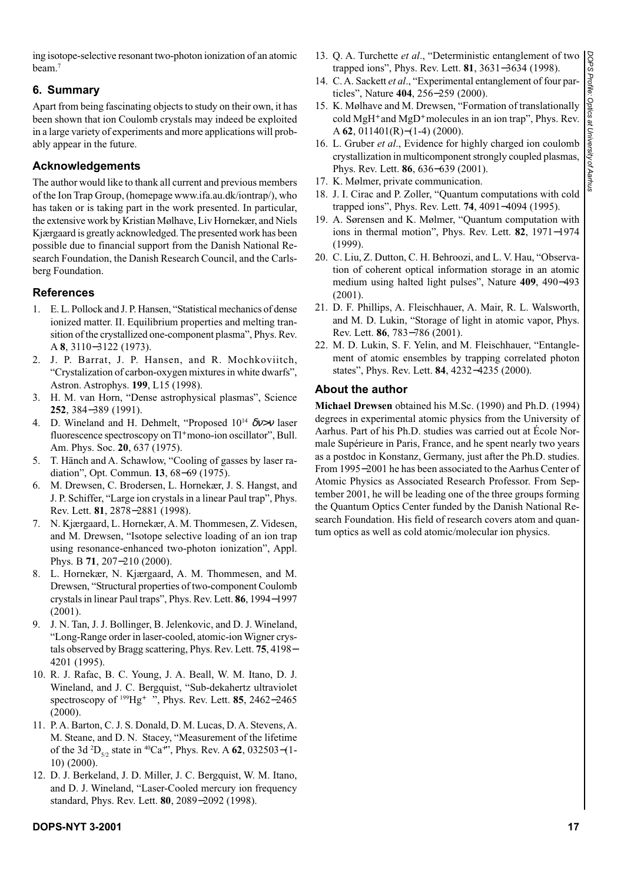ing isotope-selective resonant two-photon ionization of an atomic beam.[7]

## 6. Summary

Apart from being fascinating objects to study on their own, it has been shown that ion Coulomb crystals may indeed be exploited in a large variety of experiments and more applications will probably appear in the future.

## Acknowledgements

The author would like to thank all current and previous members of the Ion Trap Group, (homepage www.ifa.au.dk/iontrap/), who has taken or is taking part in the work presented. In particular, the extensive work by Kristian Mølhave, Liv Hornekær, and Niels Kjærgaard is greatly acknowledged. The presented work has been possible due to financial support from the Danish National Research Foundation, the Danish Research Council, and the Carlsberg Foundation.

## References

1. E. L. Pollock and J. P. Hansen, "Statistical mechanics of dense ionized matter. II. Equilibrium properties and melting transition of the crystallized one-component plasma", Phys. Rev. A **8**, 3110−3122 (1973).
2. J. P. Barrat, J. P. Hansen, and R. Mochkoviitch, "Crystalization of carbon-oxygen mixtures in white dwarfs", Astron. Astrophys. **199**, L15 (1998).
3. H. M. van Horn, "Dense astrophysical plasmas", Science **252**, 384−389 (1991).
4. D. Wineland and H. Dehmelt, "Proposed $10^{14}$ $\delta\nu > \nu$ laser fluorescence spectroscopy on $Tl^{+}$mono-ion oscillator", Bull. Am. Phys. Soc. **20**, 637 (1975).
5. T. Hänch and A. Schawlow, "Cooling of gasses by laser radiation", Opt. Commun. **13**, 68−69 (1975).
6. M. Drewsen, C. Brodersen, L. Hornekær, J. S. Hangst, and J. P. Schiffer, "Large ion crystals in a linear Paul trap", Phys. Rev. Lett. **81**, 2878−2881 (1998).
7. N. Kjærgaard, L. Hornekær, A. M. Thommesen, Z. Videsen, and M. Drewsen, "Isotope selective loading of an ion trap using resonance-enhanced two-photon ionization", Appl. Phys. B **71**, 207−210 (2000).
8. L. Hornekær, N. Kjærgaard, A. M. Thommesen, and M. Drewsen, "Structural properties of two-component Coulomb crystals in linear Paul traps", Phys. Rev. Lett. **86**, 1994−1997 (2001).
9. J. N. Tan, J. J. Bollinger, B. Jelenkovic, and D. J. Wineland, "Long-Range order in laser-cooled, atomic-ion Wigner crystals observed by Bragg scattering, Phys. Rev. Lett. **75**, 4198−4201 (1995).
10. R. J. Rafac, B. C. Young, J. A. Beall, W. M. Itano, D. J. Wineland, and J. C. Bergquist, "Sub-dekahertz ultraviolet spectroscopy of $^{199}Hg^{+}$ ", Phys. Rev. Lett. **85**, 2462−2465 (2000).
11. P. A. Barton, C. J. S. Donald, D. M. Lucas, D. A. Stevens, A. M. Steane, and D. N. Stacey, "Measurement of the lifetime of the 3d $^{2}D_{5/2}$ state in $^{40}Ca^{+}$", Phys. Rev. A **62**, 032503−(1-10) (2000).
12. D. J. Berkeland, J. D. Miller, J. C. Bergquist, W. M. Itano, and D. J. Wineland, "Laser-Cooled mercury ion frequency standard, Phys. Rev. Lett. **80**, 2089−2092 (1998).
13. Q. A. Turchette *et al*., "Deterministic entanglement of two trapped ions", Phys. Rev. Lett. **81**, 3631−3634 (1998).
14. C. A. Sackett *et al*., "Experimental entanglement of four particles", Nature **404**, 256−259 (2000).
15. K. Mølhave and M. Drewsen, "Formation of translationally cold $MgH^{+}$ and $MgD^{+}$ molecules in an ion trap", Phys. Rev. A **62**, 011401(R)−(1-4) (2000).
16. L. Gruber *et al*., Evidence for highly charged ion coulomb crystallization in multicomponent strongly coupled plasmas, Phys. Rev. Lett. **86**, 636−639 (2001).
17. K. Mølmer, private communication.
18. J. I. Cirac and P. Zoller, "Quantum computations with cold trapped ions", Phys. Rev. Lett. **74**, 4091−4094 (1995).
19. A. Sørensen and K. Mølmer, "Quantum computation with ions in thermal motion", Phys. Rev. Lett. **82**, 1971−1974 (1999).
20. C. Liu, Z. Dutton, C. H. Behroozi, and L. V. Hau, "Observation of coherent optical information storage in an atomic medium using halted light pulses", Nature **409**, 490−493 (2001).
21. D. F. Phillips, A. Fleischhauer, A. Mair, R. L. Walsworth, and M. D. Lukin, "Storage of light in atomic vapor, Phys. Rev. Lett. **86**, 783−786 (2001).
22. M. D. Lukin, S. F. Yelin, and M. Fleischhauer, "Entanglement of atomic ensembles by trapping correlated photon states", Phys. Rev. Lett. **84**, 4232−4235 (2000).

## About the author

**Michael Drewsen** obtained his M.Sc. (1990) and Ph.D. (1994) degrees in experimental atomic physics from the University of Aarhus. Part of his Ph.D. studies was carried out at École Normale Supérieure in Paris, France, and he spent nearly two years as a postdoc in Konstanz, Germany, just after the Ph.D. studies. From 1995−2001 he has been associated to the Aarhus Center of Atomic Physics as Associated Research Professor. From September 2001, he will be leading one of the three groups forming the Quantum Optics Center funded by the Danish National Research Foundation. His field of research covers atom and quantum optics as well as cold atomic/molecular ion physics.